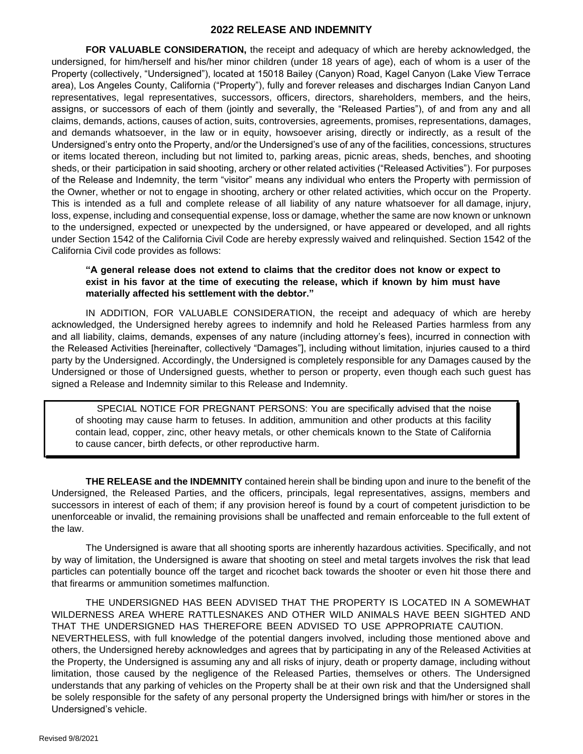## 2022 RELEASE AND INDEMNITY

**FOR VALUABLE CONSIDERATION,** the receipt and adequacy of which are hereby acknowledged, the undersigned, for him/herself and his/her minor children (under 18 years of age), each of whom is a user of the Property (collectively, "Undersigned"), located at 15018 Bailey (Canyon) Road, Kagel Canyon (Lake View Terrace area), Los Angeles County, California ("Property"), fully and forever releases and discharges Indian Canyon Land representatives, legal representatives, successors, officers, directors, shareholders, members, and the heirs, assigns, or successors of each of them (jointly and severally, the "Released Parties"), of and from any and all claims, demands, actions, causes of action, suits, controversies, agreements, promises, representations, damages, and demands whatsoever, in the law or in equity, howsoever arising, directly or indirectly, as a result of the Undersigned's entry onto the Property, and/or the Undersigned's use of any of the facilities, concessions, structures or items located thereon, including but not limited to, parking areas, picnic areas, sheds, benches, and shooting sheds, or their participation in said shooting, archery or other related activities ("Released Activities"). For purposes of the Release and Indemnity, the term "visitor" means any individual who enters the Property with permission of the Owner, whether or not to engage in shooting, archery or other related activities, which occur on the Property. This is intended as a full and complete release of all liability of any nature whatsoever for all damage, injury, loss, expense, including and consequential expense, loss or damage, whether the same are now known or unknown to the undersigned, expected or unexpected by the undersigned, or have appeared or developed, and all rights under Section 1542 of the California Civil Code are hereby expressly waived and relinquished. Section 1542 of the California Civil code provides as follows:

> **"A general release does not extend to claims that the creditor does not know or expect to exist in his favor at the time of executing the release, which if known by him must have materially affected his settlement with the debtor."**

IN ADDITION, FOR VALUABLE CONSIDERATION, the receipt and adequacy of which are hereby acknowledged, the Undersigned hereby agrees to indemnify and hold he Released Parties harmless from any and all liability, claims, demands, expenses of any nature (including attorney's fees), incurred in connection with the Released Activities [hereinafter, collectively "Damages"], including without limitation, injuries caused to a third party by the Undersigned. Accordingly, the Undersigned is completely responsible for any Damages caused by the Undersigned or those of Undersigned guests, whether to person or property, even though each such guest has signed a Release and Indemnity similar to this Release and Indemnity.

> SPECIAL NOTICE FOR PREGNANT PERSONS: You are specifically advised that the noise of shooting may cause harm to fetuses. In addition, ammunition and other products at this facility contain lead, copper, zinc, other heavy metals, or other chemicals known to the State of California to cause cancer, birth defects, or other reproductive harm.

**THE RELEASE and the INDEMNITY** contained herein shall be binding upon and inure to the benefit of the Undersigned, the Released Parties, and the officers, principals, legal representatives, assigns, members and successors in interest of each of them; if any provision hereof is found by a court of competent jurisdiction to be unenforceable or invalid, the remaining provisions shall be unaffected and remain enforceable to the full extent of the law.

The Undersigned is aware that all shooting sports are inherently hazardous activities. Specifically, and not by way of limitation, the Undersigned is aware that shooting on steel and metal targets involves the risk that lead particles can potentially bounce off the target and ricochet back towards the shooter or even hit those there and that firearms or ammunition sometimes malfunction.

THE UNDERSIGNED HAS BEEN ADVISED THAT THE PROPERTY IS LOCATED IN A SOMEWHAT WILDERNESS AREA WHERE RATTLESNAKES AND OTHER WILD ANIMALS HAVE BEEN SIGHTED AND THAT THE UNDERSIGNED HAS THEREFORE BEEN ADVISED TO USE APPROPRIATE CAUTION.
NEVERTHELESS, with full knowledge of the potential dangers involved, including those mentioned above and others, the Undersigned hereby acknowledges and agrees that by participating in any of the Released Activities at the Property, the Undersigned is assuming any and all risks of injury, death or property damage, including without limitation, those caused by the negligence of the Released Parties, themselves or others. The Undersigned understands that any parking of vehicles on the Property shall be at their own risk and that the Undersigned shall be solely responsible for the safety of any personal property the Undersigned brings with him/her or stores in the Undersigned's vehicle.

Revised 9/8/2021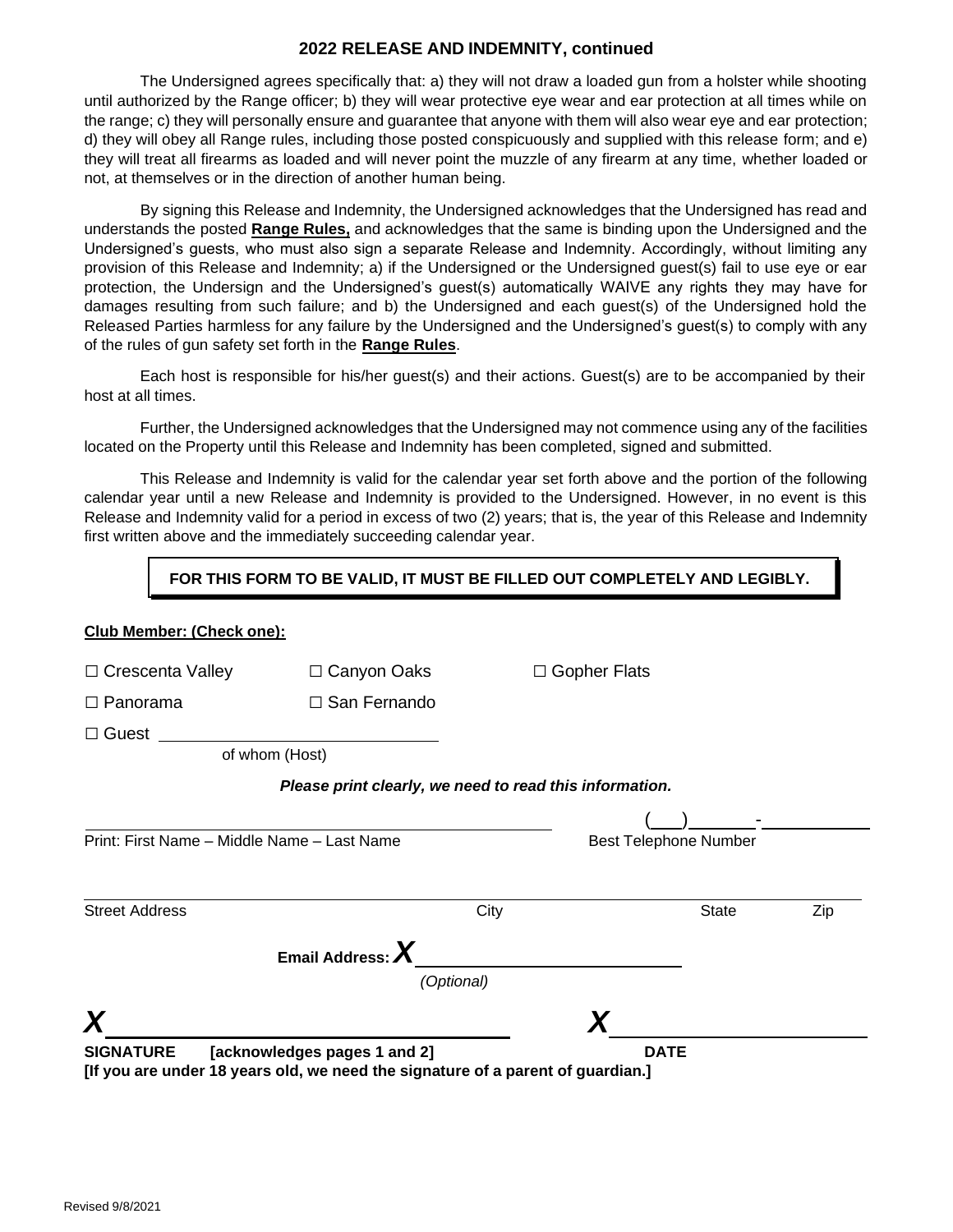## 2022 RELEASE AND INDEMNITY, continued

The Undersigned agrees specifically that: a) they will not draw a loaded gun from a holster while shooting until authorized by the Range officer; b) they will wear protective eye wear and ear protection at all times while on the range; c) they will personally ensure and guarantee that anyone with them will also wear eye and ear protection; d) they will obey all Range rules, including those posted conspicuously and supplied with this release form; and e) they will treat all firearms as loaded and will never point the muzzle of any firearm at any time, whether loaded or not, at themselves or in the direction of another human being.

By signing this Release and Indemnity, the Undersigned acknowledges that the Undersigned has read and understands the posted **Range Rules,** and acknowledges that the same is binding upon the Undersigned and the Undersigned's guests, who must also sign a separate Release and Indemnity. Accordingly, without limiting any provision of this Release and Indemnity; a) if the Undersigned or the Undersigned guest(s) fail to use eye or ear protection, the Undersign and the Undersigned's guest(s) automatically WAIVE any rights they may have for damages resulting from such failure; and b) the Undersigned and each guest(s) of the Undersigned hold the Released Parties harmless for any failure by the Undersigned and the Undersigned's guest(s) to comply with any of the rules of gun safety set forth in the **Range Rules**.

Each host is responsible for his/her guest(s) and their actions. Guest(s) are to be accompanied by their host at all times.

Further, the Undersigned acknowledges that the Undersigned may not commence using any of the facilities located on the Property until this Release and Indemnity has been completed, signed and submitted.

This Release and Indemnity is valid for the calendar year set forth above and the portion of the following calendar year until a new Release and Indemnity is provided to the Undersigned. However, in no event is this Release and Indemnity valid for a period in excess of two (2) years; that is, the year of this Release and Indemnity first written above and the immediately succeeding calendar year.

**FOR THIS FORM TO BE VALID, IT MUST BE FILLED OUT COMPLETELY AND LEGIBLY.**

**Club Member: (Check one):**

☐ Crescenta Valley ☐ Canyon Oaks ☐ Gopher Flats

☐ Panorama ☐ San Fernando

☐ Guest ______________________
of whom (Host)

***Please print clearly, we need to read this information.***

______________________________ (___)______-__________

Print: First Name – Middle Name – Last Name Best Telephone Number

______________________________________________________

Street Address City State Zip

**Email Address:** ***X***______________________
*(Optional)*

***X***______________________________ ***X***____________________

**SIGNATURE [acknowledges pages 1 and 2] DATE**

**[If you are under 18 years old, we need the signature of a parent of guardian.]**

Revised 9/8/2021